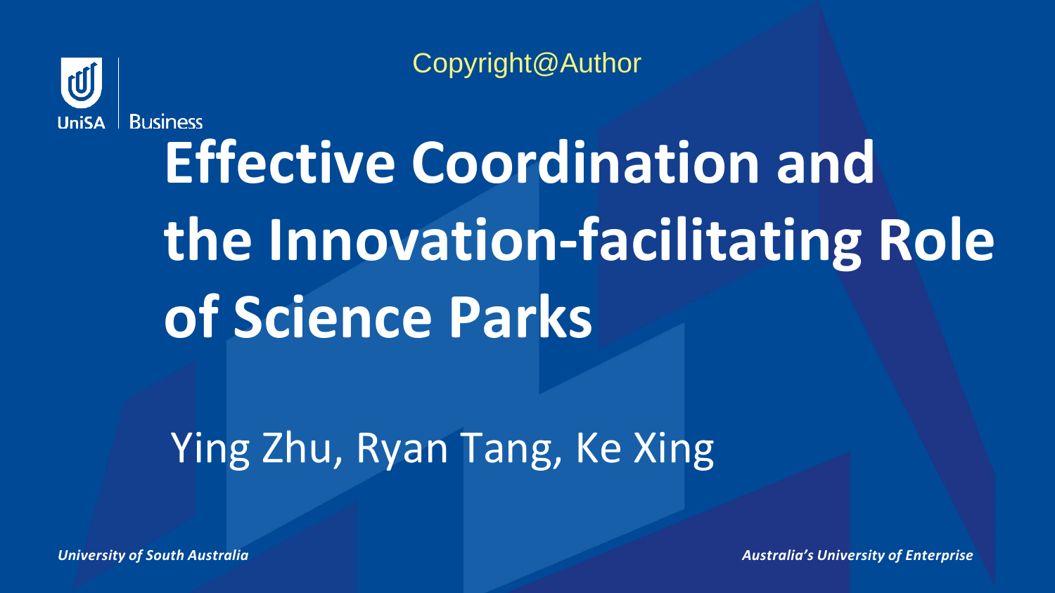Copyright@Author

UniSA | Business

# Effective Coordination and the Innovation-facilitating Role of Science Parks

Ying Zhu, Ryan Tang, Ke Xing

*University of South Australia*

*Australia's University of Enterprise*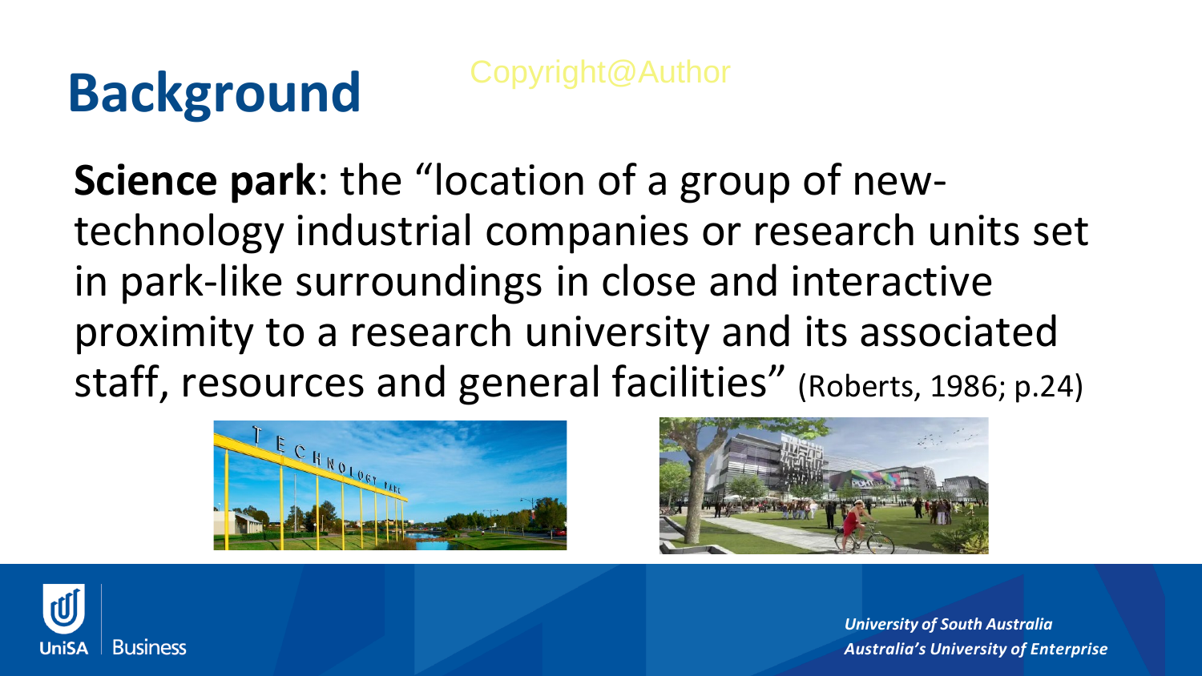# Background

**Science park**: the "location of a group of new-technology industrial companies or research units set in park-like surroundings in close and interactive proximity to a research university and its associated staff, resources and general facilities" (Roberts, 1986; p.24)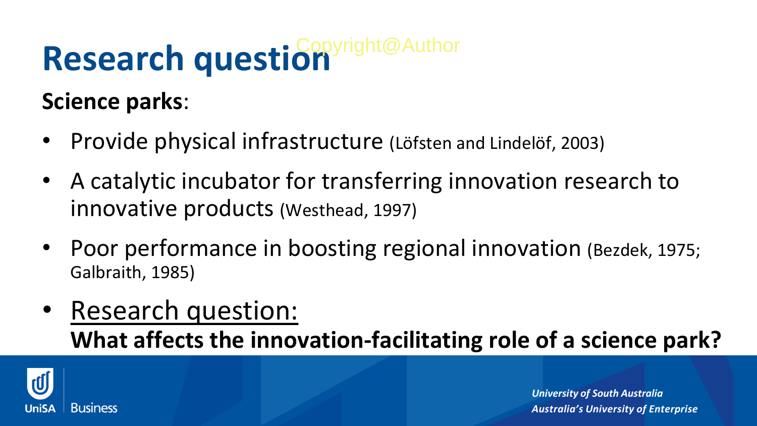# Research question

**Science parks**:

- Provide physical infrastructure (Löfsten and Lindelöf, 2003)
- A catalytic incubator for transferring innovation research to innovative products (Westhead, 1997)
- Poor performance in boosting regional innovation (Bezdek, 1975; Galbraith, 1985)
- <u>Research question:</u>
  **What affects the innovation-facilitating role of a science park?**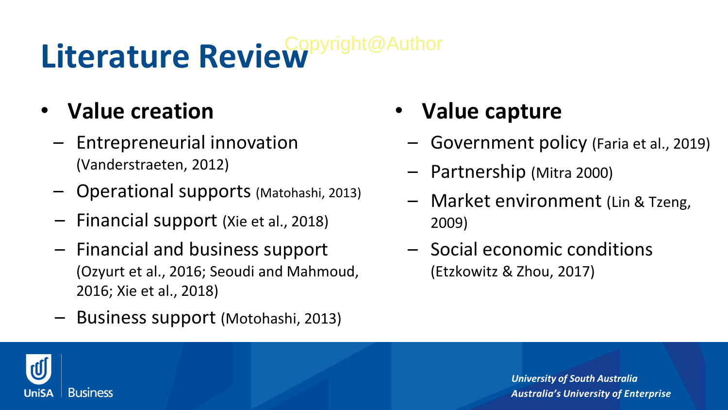# Literature Review

- **Value creation**
  - Entrepreneurial innovation (Vanderstraeten, 2012)
  - Operational supports (Matohashi, 2013)
  - Financial support (Xie et al., 2018)
  - Financial and business support (Ozyurt et al., 2016; Seoudi and Mahmoud, 2016; Xie et al., 2018)
  - Business support (Motohashi, 2013)

- **Value capture**
  - Government policy (Faria et al., 2019)
  - Partnership (Mitra 2000)
  - Market environment (Lin & Tzeng, 2009)
  - Social economic conditions (Etzkowitz & Zhou, 2017)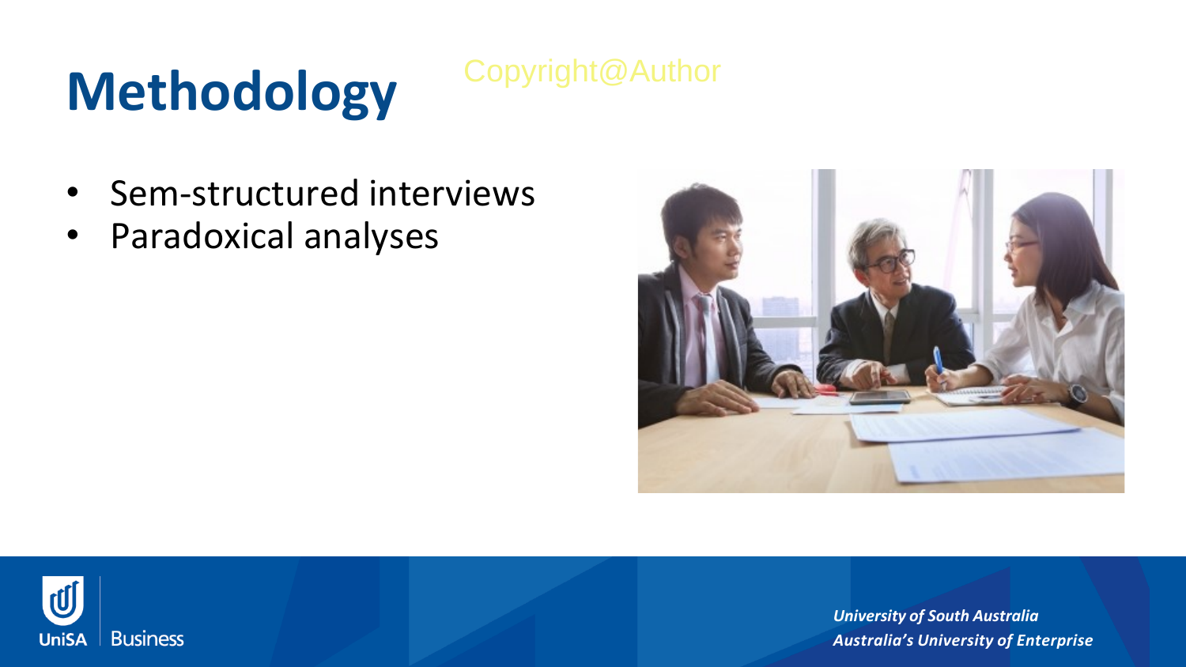# Methodology

Copyright@Author

- Sem-structured interviews
- Paradoxical analyses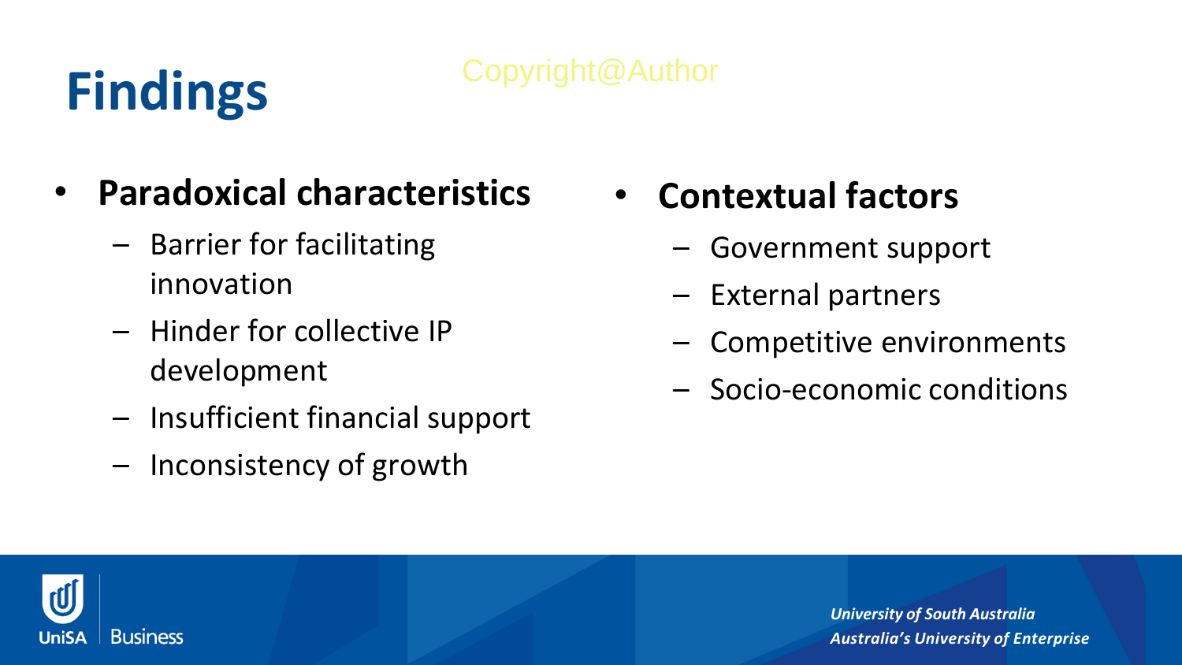# Findings

Copyright@Author

- **Paradoxical characteristics**
  - Barrier for facilitating innovation
  - Hinder for collective IP development
  - Insufficient financial support
  - Inconsistency of growth
- **Contextual factors**
  - Government support
  - External partners
  - Competitive environments
  - Socio-economic conditions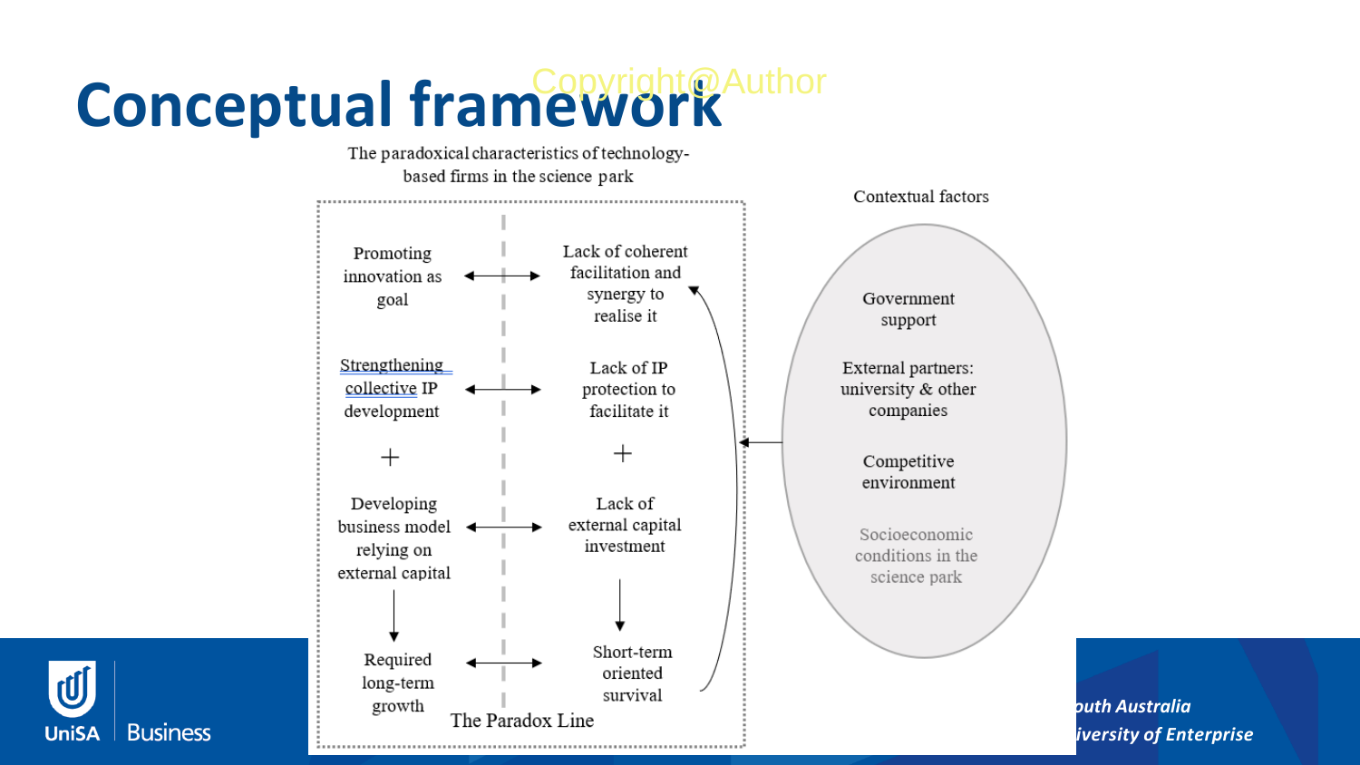# Conceptual framework

Copyright@Author

The paradoxical characteristics of technology-based firms in the science park

| | | |
|---|---|---|
| Promoting innovation as goal | ←→ | Lack of coherent facilitation and synergy to realise it |
| Strengthening collective IP development | ←→ | Lack of IP protection to facilitate it |
| + | | + |
| Developing business model relying on external capital | ←→ | Lack of external capital investment |
| ↓ | | ↓ |
| Required long-term growth | ←→ | Short-term oriented survival |

The Paradox Line

Contextual factors

- Government support
- External partners: university & other companies
- Competitive environment
- Socioeconomic conditions in the science park

UniSA Business

University of South Australia

Australia's University of Enterprise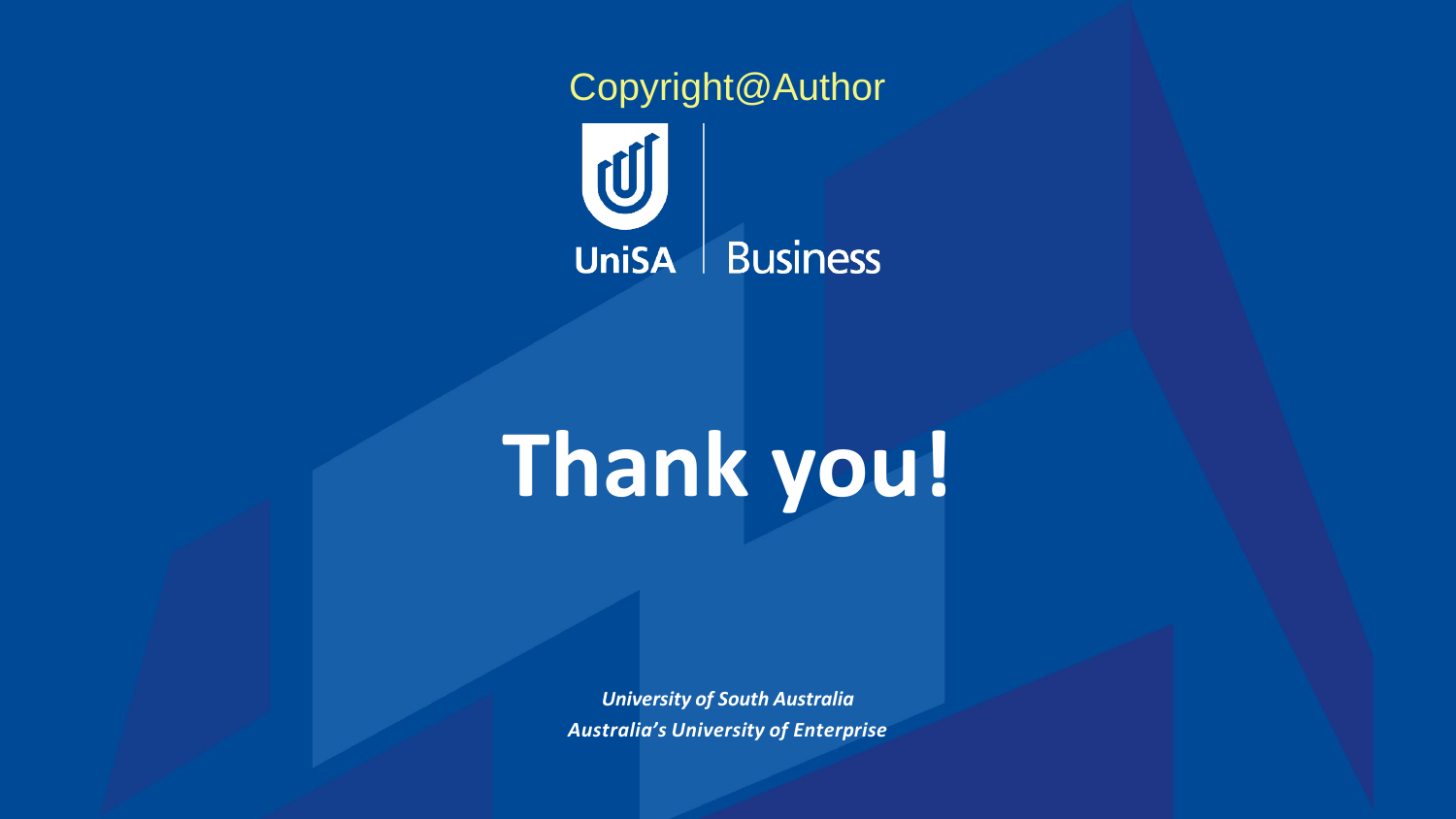Copyright@Author

UniSA | Business

# Thank you!

***University of South Australia***
***Australia's University of Enterprise***